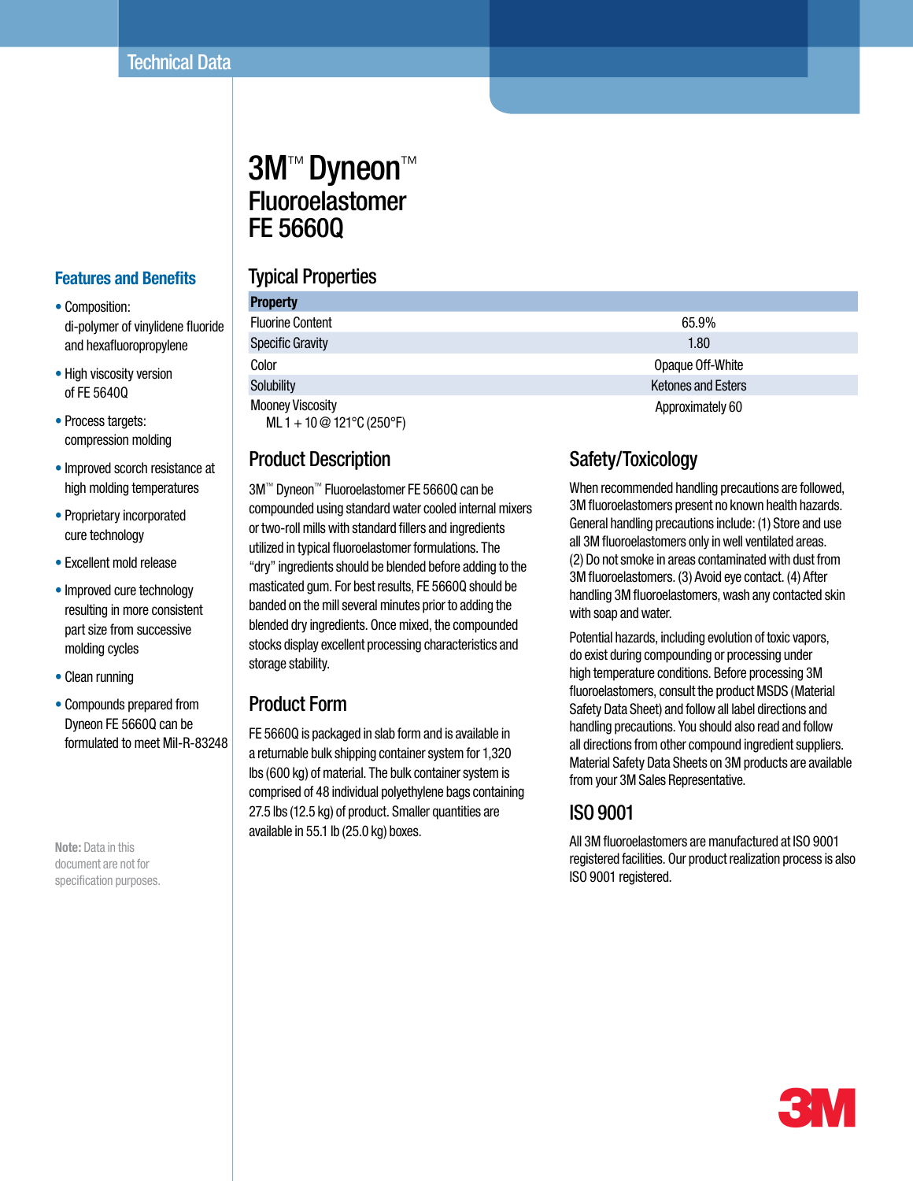Technical Data

# 3M™ Dyneon™ Fluoroelastomer FE 5660Q

## Features and Benefits

- Composition: di-polymer of vinylidene fluoride and hexafluoropropylene
- High viscosity version of FE 5640Q
- Process targets: compression molding
- Improved scorch resistance at high molding temperatures
- Proprietary incorporated cure technology
- Excellent mold release
- Improved cure technology resulting in more consistent part size from successive molding cycles
- Clean running
- Compounds prepared from Dyneon FE 5660Q can be formulated to meet Mil-R-83248

**Note:** Data in this document are not for specification purposes.

## Typical Properties

| Property | |
|---|---|
| Fluorine Content | 65.9% |
| Specific Gravity | 1.80 |
| Color | Opaque Off-White |
| Solubility | Ketones and Esters |
| Mooney Viscosity ML 1 + 10 @ 121°C (250°F) | Approximately 60 |

## Product Description

3M™ Dyneon™ Fluoroelastomer FE 5660Q can be compounded using standard water cooled internal mixers or two-roll mills with standard fillers and ingredients utilized in typical fluoroelastomer formulations. The "dry" ingredients should be blended before adding to the masticated gum. For best results, FE 5660Q should be banded on the mill several minutes prior to adding the blended dry ingredients. Once mixed, the compounded stocks display excellent processing characteristics and storage stability.

## Product Form

FE 5660Q is packaged in slab form and is available in a returnable bulk shipping container system for 1,320 lbs (600 kg) of material. The bulk container system is comprised of 48 individual polyethylene bags containing 27.5 lbs (12.5 kg) of product. Smaller quantities are available in 55.1 lb (25.0 kg) boxes.

## Safety/Toxicology

When recommended handling precautions are followed, 3M fluoroelastomers present no known health hazards. General handling precautions include: (1) Store and use all 3M fluoroelastomers only in well ventilated areas. (2) Do not smoke in areas contaminated with dust from 3M fluoroelastomers. (3) Avoid eye contact. (4) After handling 3M fluoroelastomers, wash any contacted skin with soap and water.

Potential hazards, including evolution of toxic vapors, do exist during compounding or processing under high temperature conditions. Before processing 3M fluoroelastomers, consult the product MSDS (Material Safety Data Sheet) and follow all label directions and handling precautions. You should also read and follow all directions from other compound ingredient suppliers. Material Safety Data Sheets on 3M products are available from your 3M Sales Representative.

## ISO 9001

All 3M fluoroelastomers are manufactured at ISO 9001 registered facilities. Our product realization process is also ISO 9001 registered.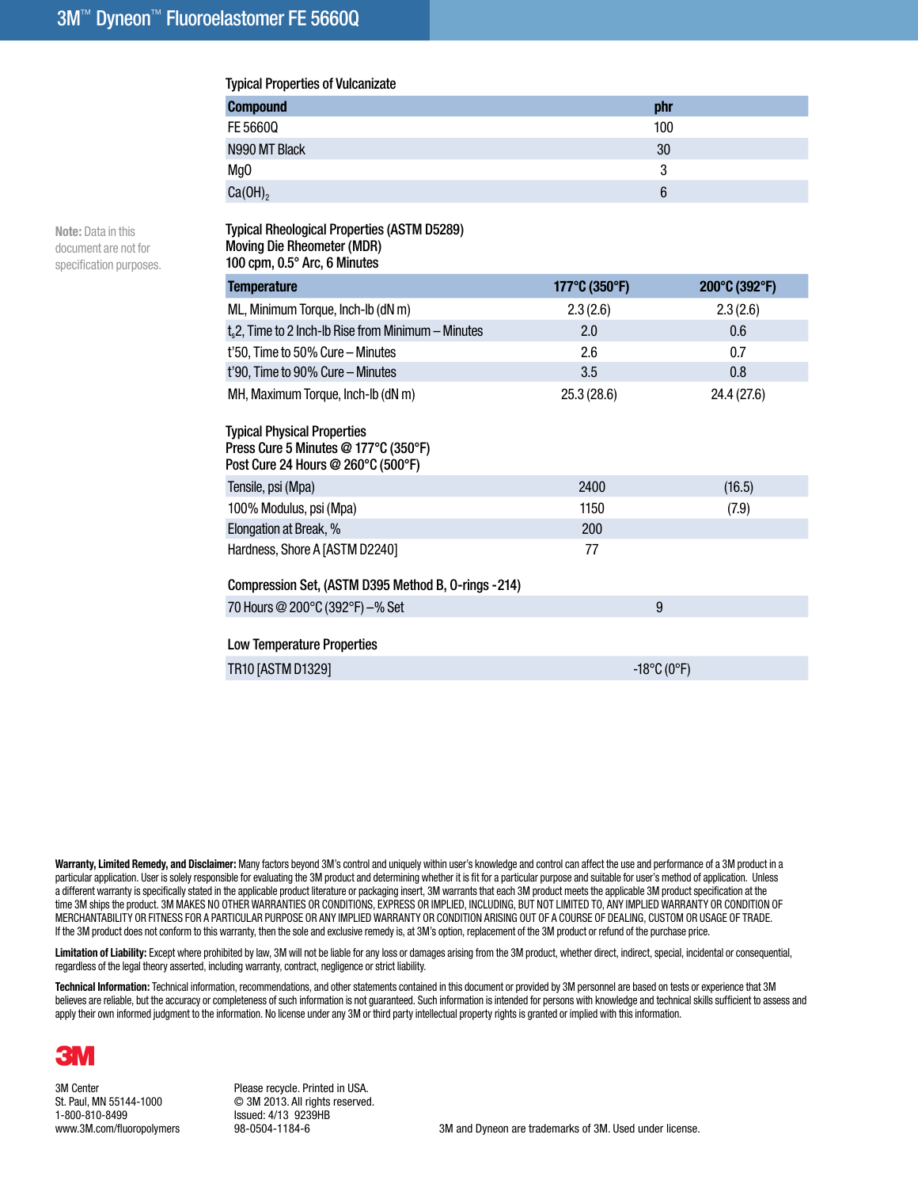Note: Data in this document are not for specification purposes.

## Typical Properties of Vulcanizate

| Compound | phr |
|---|---|
| FE 5660Q | 100 |
| N990 MT Black | 30 |
| MgO | 3 |
| $Ca(OH)_2$ | 6 |

### Typical Rheological Properties (ASTM D5289)
### Moving Die Rheometer (MDR)
### 100 cpm, 0.5° Arc, 6 Minutes

| Temperature | 177°C (350°F) | 200°C (392°F) |
|---|---|---|
| ML, Minimum Torque, Inch-lb (dN m) | 2.3 (2.6) | 2.3 (2.6) |
| $t_s2$, Time to 2 Inch-lb Rise from Minimum – Minutes | 2.0 | 0.6 |
| t'50, Time to 50% Cure – Minutes | 2.6 | 0.7 |
| t'90, Time to 90% Cure – Minutes | 3.5 | 0.8 |
| MH, Maximum Torque, Inch-lb (dN m) | 25.3 (28.6) | 24.4 (27.6) |

### Typical Physical Properties
### Press Cure 5 Minutes @ 177°C (350°F)
### Post Cure 24 Hours @ 260°C (500°F)

| | | |
|---|---|---|
| Tensile, psi (Mpa) | 2400 | (16.5) |
| 100% Modulus, psi (Mpa) | 1150 | (7.9) |
| Elongation at Break, % | 200 | |
| Hardness, Shore A [ASTM D2240] | 77 | |

### Compression Set, (ASTM D395 Method B, O-rings -214)

| | |
|---|---|
| 70 Hours @ 200°C (392°F) – % Set | 9 |

### Low Temperature Properties

| | |
|---|---|
| TR10 [ASTM D1329] | -18°C (0°F) |

**Warranty, Limited Remedy, and Disclaimer:** Many factors beyond 3M's control and uniquely within user's knowledge and control can affect the use and performance of a 3M product in a particular application. User is solely responsible for evaluating the 3M product and determining whether it is fit for a particular purpose and suitable for user's method of application. Unless a different warranty is specifically stated in the applicable product literature or packaging insert, 3M warrants that each 3M product meets the applicable 3M product specification at the time 3M ships the product. 3M MAKES NO OTHER WARRANTIES OR CONDITIONS, EXPRESS OR IMPLIED, INCLUDING, BUT NOT LIMITED TO, ANY IMPLIED WARRANTY OR CONDITION OF MERCHANTABILITY OR FITNESS FOR A PARTICULAR PURPOSE OR ANY IMPLIED WARRANTY OR CONDITION ARISING OUT OF A COURSE OF DEALING, CUSTOM OR USAGE OF TRADE. If the 3M product does not conform to this warranty, then the sole and exclusive remedy is, at 3M's option, replacement of the 3M product or refund of the purchase price.

**Limitation of Liability:** Except where prohibited by law, 3M will not be liable for any loss or damages arising from the 3M product, whether direct, indirect, special, incidental or consequential, regardless of the legal theory asserted, including warranty, contract, negligence or strict liability.

**Technical Information:** Technical information, recommendations, and other statements contained in this document or provided by 3M personnel are based on tests or experience that 3M believes are reliable, but the accuracy or completeness of such information is not guaranteed. Such information is intended for persons with knowledge and technical skills sufficient to assess and apply their own informed judgment to the information. No license under any 3M or third party intellectual property rights is granted or implied with this information.

3M

3M Center
St. Paul, MN 55144-1000
1-800-810-8499
www.3M.com/fluoropolymers

Please recycle. Printed in USA.
© 3M 2013. All rights reserved.
Issued: 4/13 9239HB
98-0504-1184-6

3M and Dyneon are trademarks of 3M. Used under license.